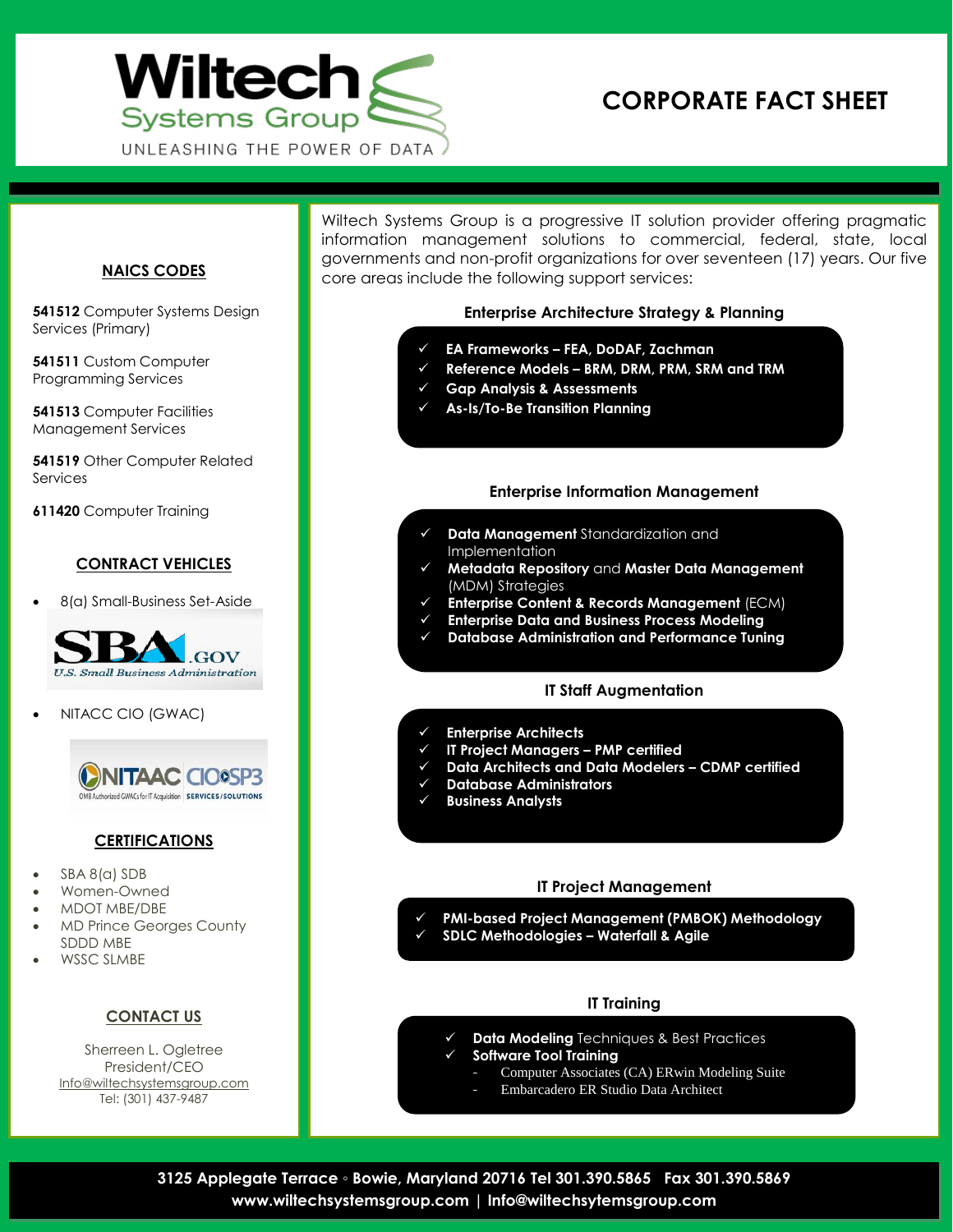# Wiltech Systems Group

UNLEASHING THE POWER OF DATA

# CORPORATE FACT SHEET

## NAICS CODES

**541512** Computer Systems Design Services (Primary)

**541511** Custom Computer Programming Services

**541513** Computer Facilities Management Services

**541519** Other Computer Related Services

**611420** Computer Training

## CONTRACT VEHICLES

- 8(a) Small-Business Set-Aside

SBA.GOV U.S. Small Business Administration

- NITACC CIO (GWAC)

NITAAC CIO-SP3 OMB Authorized GWACs for IT Acquisition SERVICES/SOLUTIONS

## CERTIFICATIONS

- SBA 8(a) SDB
- Women-Owned
- MDOT MBE/DBE
- MD Prince Georges County SDDD MBE
- WSSC SLMBE

## CONTACT US

Sherreen L. Ogletree
President/CEO
Info@wiltechsystemsgroup.com
Tel: (301) 437-9487

Wiltech Systems Group is a progressive IT solution provider offering pragmatic information management solutions to commercial, federal, state, local governments and non-profit organizations for over seventeen (17) years. Our five core areas include the following support services:

### Enterprise Architecture Strategy & Planning

- ✓ **EA Frameworks – FEA, DoDAF, Zachman**
- ✓ **Reference Models – BRM, DRM, PRM, SRM and TRM**
- ✓ **Gap Analysis & Assessments**
- ✓ **As-Is/To-Be Transition Planning**

### Enterprise Information Management

- ✓ **Data Management** Standardization and Implementation
- ✓ **Metadata Repository** and **Master Data Management** (MDM) Strategies
- ✓ **Enterprise Content & Records Management** (ECM)
- ✓ **Enterprise Data and Business Process Modeling**
- ✓ **Database Administration and Performance Tuning**

### IT Staff Augmentation

- ✓ **Enterprise Architects**
- ✓ **IT Project Managers – PMP certified**
- ✓ **Data Architects and Data Modelers – CDMP certified**
- ✓ **Database Administrators**
- ✓ **Business Analysts**

### IT Project Management

- ✓ **PMI-based Project Management (PMBOK) Methodology**
- ✓ **SDLC Methodologies – Waterfall & Agile**

### IT Training

- ✓ **Data Modeling** Techniques & Best Practices
- ✓ **Software Tool Training**
  - Computer Associates (CA) ERwin Modeling Suite
  - Embarcadero ER Studio Data Architect

**3125 Applegate Terrace ◦ Bowie, Maryland 20716 Tel 301.390.5865 Fax 301.390.5869**
**www.wiltechsystemsgroup.com | Info@wiltechsytemsgroup.com**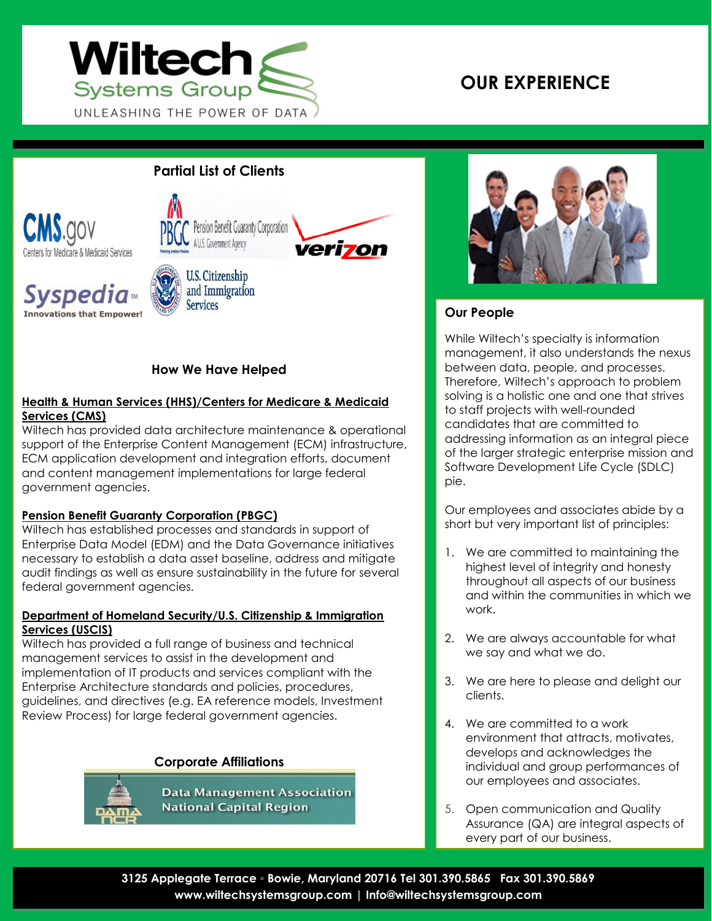# Wiltech Systems Group

UNLEASHING THE POWER OF DATA

## OUR EXPERIENCE

### Partial List of Clients

CMS.gov – Centers for Medicare & Medicaid Services

PBGC – Pension Benefit Guaranty Corporation – A U.S. Government Agency

verizon

Syspedia™ – Innovations that Empower!

U.S. Citizenship and Immigration Services

### How We Have Helped

**Health & Human Services (HHS)/Centers for Medicare & Medicaid Services (CMS)**

Wiltech has provided data architecture maintenance & operational support of the Enterprise Content Management (ECM) infrastructure, ECM application development and integration efforts, document and content management implementations for large federal government agencies.

**Pension Benefit Guaranty Corporation (PBGC)**

Wiltech has established processes and standards in support of Enterprise Data Model (EDM) and the Data Governance initiatives necessary to establish a data asset baseline, address and mitigate audit findings as well as ensure sustainability in the future for several federal government agencies.

**Department of Homeland Security/U.S. Citizenship & Immigration Services (USCIS)**

Wiltech has provided a full range of business and technical management services to assist in the development and implementation of IT products and services compliant with the Enterprise Architecture standards and policies, procedures, guidelines, and directives (e.g. EA reference models, Investment Review Process) for large federal government agencies.

### Corporate Affiliations

DAMA NCR – Data Management Association National Capital Region

### Our People

While Wiltech's specialty is information management, it also understands the nexus between data, people, and processes. Therefore, Wiltech's approach to problem solving is a holistic one and one that strives to staff projects with well-rounded candidates that are committed to addressing information as an integral piece of the larger strategic enterprise mission and Software Development Life Cycle (SDLC) pie.

Our employees and associates abide by a short but very important list of principles:

1. We are committed to maintaining the highest level of integrity and honesty throughout all aspects of our business and within the communities in which we work.
2. We are always accountable for what we say and what we do.
3. We are here to please and delight our clients.
4. We are committed to a work environment that attracts, motivates, develops and acknowledges the individual and group performances of our employees and associates.
5. Open communication and Quality Assurance (QA) are integral aspects of every part of our business.

3125 Applegate Terrace ◦ Bowie, Maryland 20716 Tel 301.390.5865 Fax 301.390.5869
www.wiltechsystemsgroup.com | Info@wiltechsystemsgroup.com